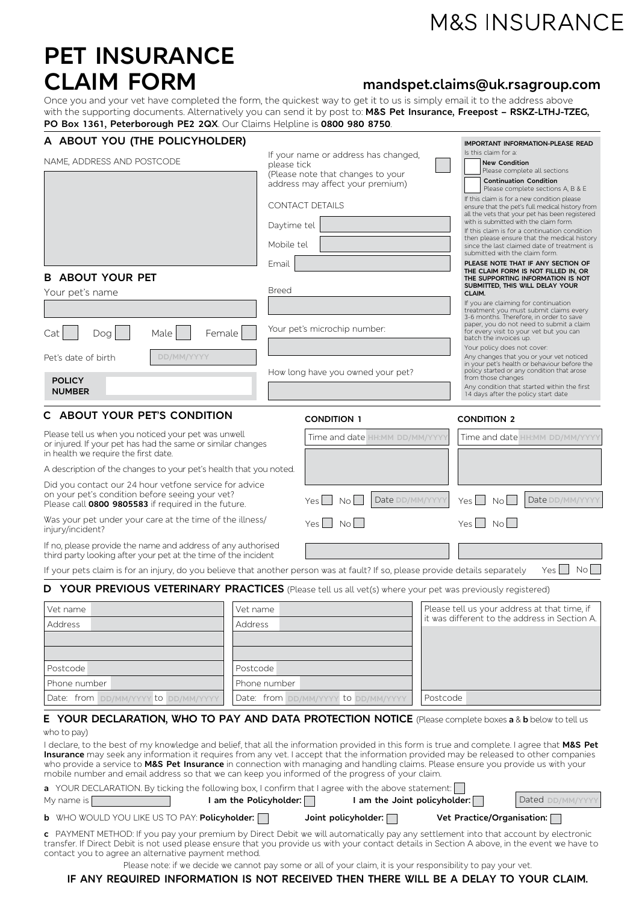M&S INSURANCE

# PET INSURANCE CLAIM FORM

## mandspet.claims@uk.rsagroup.com

Once you and your vet have completed the form, the quickest way to get it to us is simply email it to the address above with the supporting documents. Alternatively you can send it by post to: **M&S Pet Insurance, Freepost – RSKZ-LTHJ-TZEG, PO Box 1361, Peterborough PE2 2QX**. Our Claims Helpline is **0800 980 8750**.

## A ABOUT YOU (THE POLICYHOLDER)

NAME, ADDRESS AND POSTCODE

If your name or address has changed, please tick ☐
(Please note that changes to your address may affect your premium)

CONTACT DETAILS

Daytime tel

Mobile tel

Email

**IMPORTANT INFORMATION-PLEASE READ**

Is this claim for a:

☐ **New Condition**
Please complete all sections

☐ **Continuation Condition**
Please complete sections A, B & E

If this claim is for a new condition please ensure that the pet's full medical history from all the vets that your pet has been registered with is submitted with the claim form.

If this claim is for a continuation condition then please ensure that the medical history since the last claimed date of treatment is submitted with the claim form.

**PLEASE NOTE THAT IF ANY SECTION OF THE CLAIM FORM IS NOT FILLED IN, OR THE SUPPORTING INFORMATION IS NOT SUBMITTED, THIS WILL DELAY YOUR CLAIM.**

If you are claiming for continuation treatment you must submit claims every 3-6 months. Therefore, in order to save paper, you do not need to submit a claim for every visit to your vet but you can batch the invoices up.

Your policy does not cover:

Any changes that you or your vet noticed in your pet's health or behaviour before the policy started or any condition that arose from those changes

Any condition that started within the first 14 days after the policy start date

## B ABOUT YOUR PET

Your pet's name

Cat ☐ Dog ☐ Male ☐ Female ☐

Pet's date of birth DD/MM/YYYY

**POLICY NUMBER**

Breed

Your pet's microchip number:

How long have you owned your pet?

## C ABOUT YOUR PET'S CONDITION

| | **CONDITION 1** | **CONDITION 2** |
|---|---|---|
| Please tell us when you noticed your pet was unwell or injured. If your pet has had the same or similar changes in health we require the first date. | Time and date HH:MM DD/MM/YYYY | Time and date HH:MM DD/MM/YYYY |
| A description of the changes to your pet's health that you noted. | | |
| Did you contact our 24 hour vetfone service for advice on your pet's condition before seeing your vet? Please call **0800 9805583** if required in the future. | Yes ☐ No ☐ Date DD/MM/YYYY | Yes ☐ No ☐ Date DD/MM/YYYY |
| Was your pet under your care at the time of the illness/ injury/incident? | Yes ☐ No ☐ | Yes ☐ No ☐ |
| If no, please provide the name and address of any authorised third party looking after your pet at the time of the incident | | |

If your pets claim is for an injury, do you believe that another person was at fault? If so, please provide details separately Yes ☐ No ☐

## D YOUR PREVIOUS VETERINARY PRACTICES (Please tell us all vet(s) where your pet was previously registered)

| | | |
|---|---|---|
| Vet name | Vet name | Please tell us your address at that time, if it was different to the address in Section A. |
| Address | Address | |
| | | |
| | | |
| Postcode | Postcode | |
| Phone number | Phone number | |
| Date: from DD/MM/YYYY to DD/MM/YYYY | Date: from DD/MM/YYYY to DD/MM/YYYY | Postcode |

## E YOUR DECLARATION, WHO TO PAY AND DATA PROTECTION NOTICE (Please complete boxes a & b below to tell us who to pay)

I declare, to the best of my knowledge and belief, that all the information provided in this form is true and complete. I agree that **M&S Pet Insurance** may seek any information it requires from any vet. I accept that the information provided may be released to other companies who provide a service to **M&S Pet Insurance** in connection with managing and handling claims. Please ensure you provide us with your mobile number and email address so that we can keep you informed of the progress of your claim.

**a** YOUR DECLARATION. By ticking the following box, I confirm that I agree with the above statement: ☐

My name is ______ **I am the Policyholder:** ☐ **I am the Joint policyholder:** ☐ Dated DD/MM/YYYY

**b** WHO WOULD YOU LIKE US TO PAY: **Policyholder:** ☐ **Joint policyholder:** ☐ **Vet Practice/Organisation:** ☐

**c** PAYMENT METHOD: If you pay your premium by Direct Debit we will automatically pay any settlement into that account by electronic transfer. If Direct Debit is not used please ensure that you provide us with your contact details in Section A above, in the event we have to contact you to agree an alternative payment method.

Please note: if we decide we cannot pay some or all of your claim, it is your responsibility to pay your vet.

**IF ANY REQUIRED INFORMATION IS NOT RECEIVED THEN THERE WILL BE A DELAY TO YOUR CLAIM.**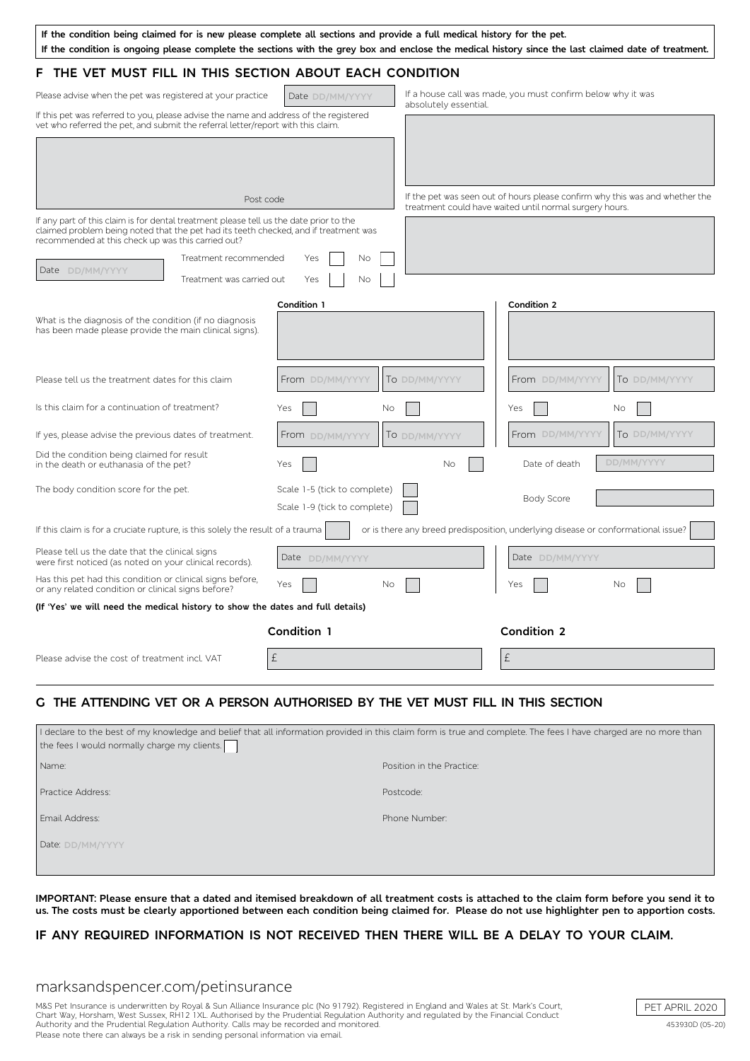**If the condition being claimed for is new please complete all sections and provide a full medical history for the pet.**
**If the condition is ongoing please complete the sections with the grey box and enclose the medical history since the last claimed date of treatment.**

## F THE VET MUST FILL IN THIS SECTION ABOUT EACH CONDITION

Please advise when the pet was registered at your practice — Date DD/MM/YYYY

If this pet was referred to you, please advise the name and address of the registered vet who referred the pet, and submit the referral letter/report with this claim.

Post code

If a house call was made, you must confirm below why it was absolutely essential.

If the pet was seen out of hours please confirm why this was and whether the treatment could have waited until normal surgery hours.

If any part of this claim is for dental treatment please tell us the date prior to the claimed problem being noted that the pet had its teeth checked, and if treatment was recommended at this check up was this carried out?

Date DD/MM/YYYY

Treatment recommended — Yes ☐ No ☐

Treatment was carried out — Yes ☐ No ☐

| | Condition 1 | Condition 2 |
|---|---|---|
| What is the diagnosis of the condition (if no diagnosis has been made please provide the main clinical signs). | | |
| Please tell us the treatment dates for this claim | From DD/MM/YYYY To DD/MM/YYYY | From DD/MM/YYYY To DD/MM/YYYY |
| Is this claim for a continuation of treatment? | Yes ☐ No ☐ | Yes ☐ No ☐ |
| If yes, please advise the previous dates of treatment. | From DD/MM/YYYY To DD/MM/YYYY | From DD/MM/YYYY To DD/MM/YYYY |
| Did the condition being claimed for result in the death or euthanasia of the pet? | Yes ☐ No ☐ | Date of death DD/MM/YYYY |
| The body condition score for the pet. | Scale 1-5 (tick to complete) ☐<br>Scale 1-9 (tick to complete) ☐ | Body Score |

If this claim is for a cruciate rupture, is this solely the result of a trauma ☐ or is there any breed predisposition, underlying disease or conformational issue? ☐

| | Condition 1 | Condition 2 |
|---|---|---|
| Please tell us the date that the clinical signs were first noticed (as noted on your clinical records). | Date DD/MM/YYYY | Date DD/MM/YYYY |
| Has this pet had this condition or clinical signs before, or any related condition or clinical signs before? | Yes ☐ No ☐ | Yes ☐ No ☐ |

**(If 'Yes' we will need the medical history to show the dates and full details)**

| | Condition 1 | Condition 2 |
|---|---|---|
| Please advise the cost of treatment incl. VAT | £ | £ |

## G THE ATTENDING VET OR A PERSON AUTHORISED BY THE VET MUST FILL IN THIS SECTION

I declare to the best of my knowledge and belief that all information provided in this claim form is true and complete. The fees I have charged are no more than the fees I would normally charge my clients. ☐

Name:

Position in the Practice:

Practice Address:

Postcode:

Email Address:

Phone Number:

Date: DD/MM/YYYY

**IMPORTANT: Please ensure that a dated and itemised breakdown of all treatment costs is attached to the claim form before you send it to us. The costs must be clearly apportioned between each condition being claimed for. Please do not use highlighter pen to apportion costs.**

**IF ANY REQUIRED INFORMATION IS NOT RECEIVED THEN THERE WILL BE A DELAY TO YOUR CLAIM.**

marksandspencer.com/petinsurance

M&S Pet Insurance is underwritten by Royal & Sun Alliance Insurance plc (No 91792). Registered in England and Wales at St. Mark's Court, Chart Way, Horsham, West Sussex, RH12 1XL. Authorised by the Prudential Regulation Authority and regulated by the Financial Conduct Authority and the Prudential Regulation Authority. Calls may be recorded and monitored.
Please note there can always be a risk in sending personal information via email.

PET APRIL 2020

453930D (05-20)